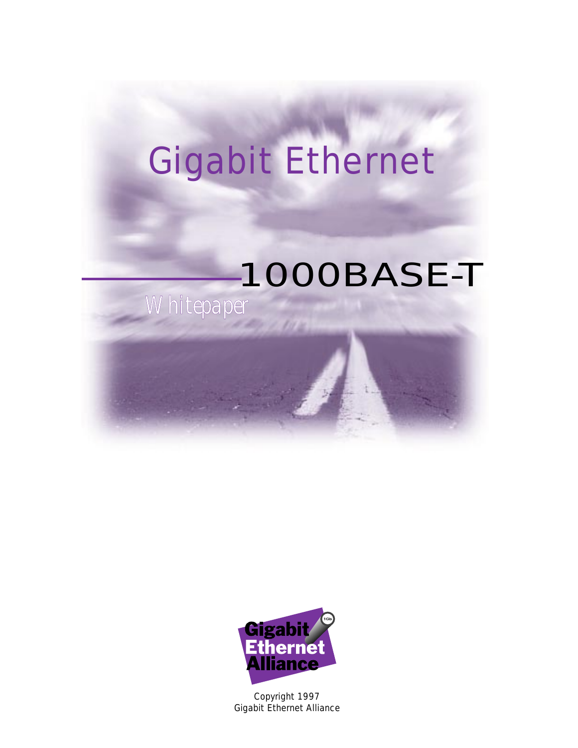# Gigabit Ethernet

## 1000BASE-T

*Whitepaper*

Gigabit Ethernet Alliance

Copyright 1997
Gigabit Ethernet Alliance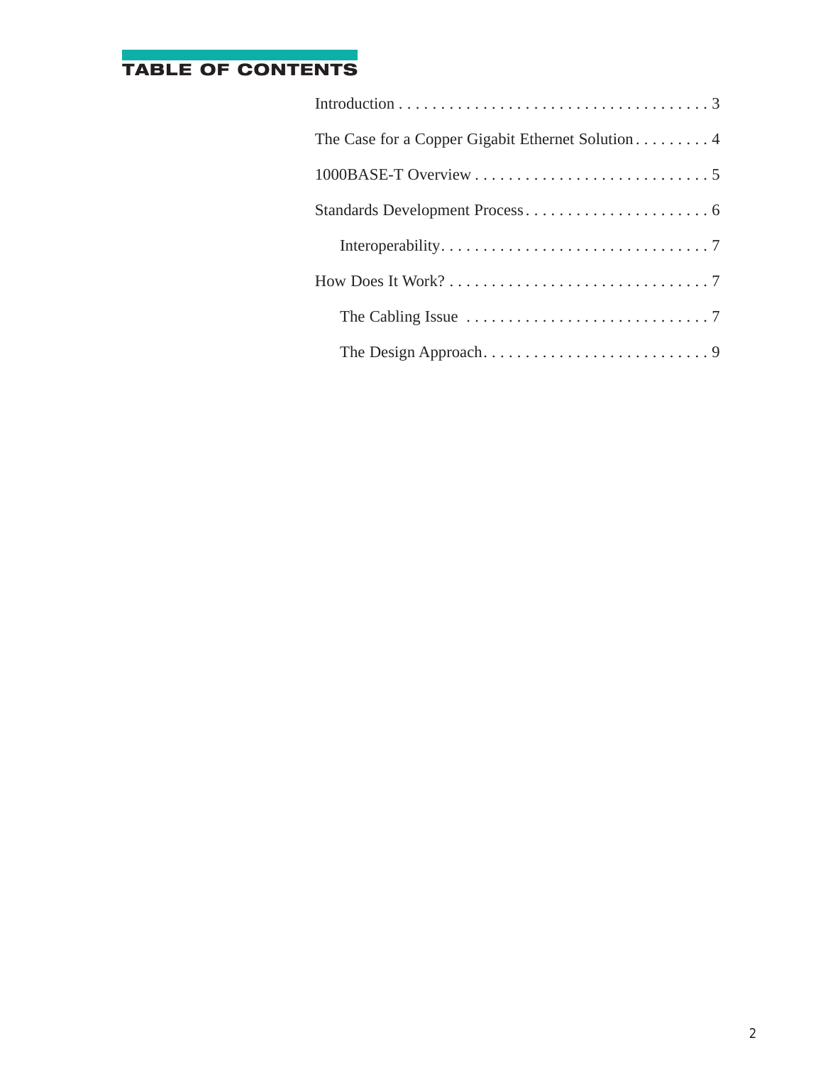## TABLE OF CONTENTS

Introduction . . . . . . . . . . . . . . . . . . . . . . . . . . . . . . . . . . . . . 3

The Case for a Copper Gigabit Ethernet Solution . . . . . . . . . 4

1000BASE-T Overview . . . . . . . . . . . . . . . . . . . . . . . . . . . . . 5

Standards Development Process . . . . . . . . . . . . . . . . . . . . . . 6

- Interoperability . . . . . . . . . . . . . . . . . . . . . . . . . . . . . . . . . 7

How Does It Work? . . . . . . . . . . . . . . . . . . . . . . . . . . . . . . . 7

- The Cabling Issue . . . . . . . . . . . . . . . . . . . . . . . . . . . . . 7
- The Design Approach . . . . . . . . . . . . . . . . . . . . . . . . . . . 9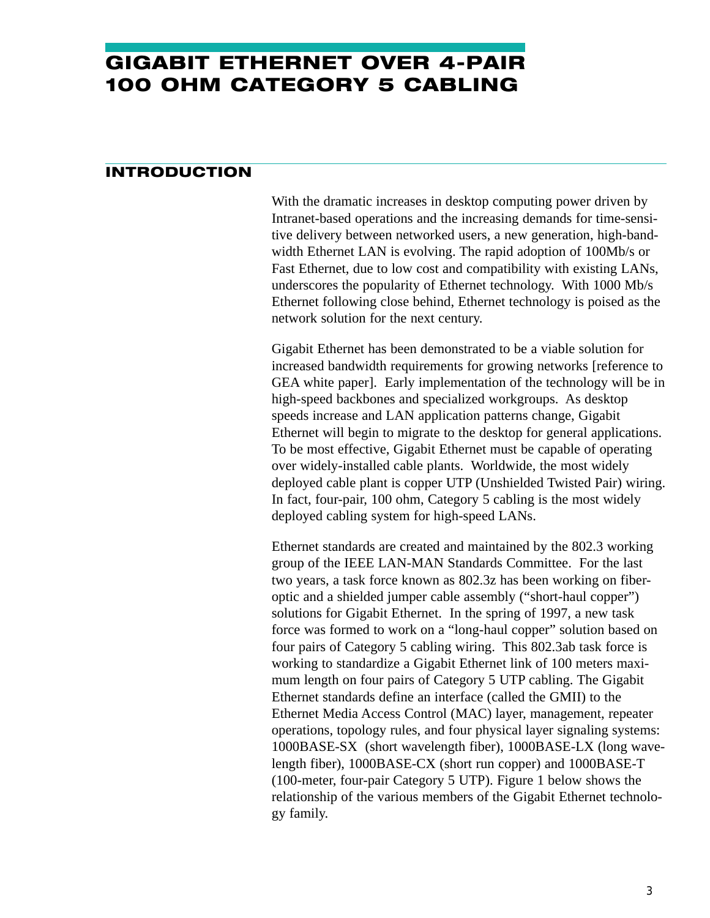# GIGABIT ETHERNET OVER 4-PAIR 100 OHM CATEGORY 5 CABLING

## INTRODUCTION

With the dramatic increases in desktop computing power driven by Intranet-based operations and the increasing demands for time-sensitive delivery between networked users, a new generation, high-bandwidth Ethernet LAN is evolving. The rapid adoption of 100Mb/s or Fast Ethernet, due to low cost and compatibility with existing LANs, underscores the popularity of Ethernet technology. With 1000 Mb/s Ethernet following close behind, Ethernet technology is poised as the network solution for the next century.

Gigabit Ethernet has been demonstrated to be a viable solution for increased bandwidth requirements for growing networks [reference to GEA white paper]. Early implementation of the technology will be in high-speed backbones and specialized workgroups. As desktop speeds increase and LAN application patterns change, Gigabit Ethernet will begin to migrate to the desktop for general applications. To be most effective, Gigabit Ethernet must be capable of operating over widely-installed cable plants. Worldwide, the most widely deployed cable plant is copper UTP (Unshielded Twisted Pair) wiring. In fact, four-pair, 100 ohm, Category 5 cabling is the most widely deployed cabling system for high-speed LANs.

Ethernet standards are created and maintained by the 802.3 working group of the IEEE LAN-MAN Standards Committee. For the last two years, a task force known as 802.3z has been working on fiber-optic and a shielded jumper cable assembly ("short-haul copper") solutions for Gigabit Ethernet. In the spring of 1997, a new task force was formed to work on a "long-haul copper" solution based on four pairs of Category 5 cabling wiring. This 802.3ab task force is working to standardize a Gigabit Ethernet link of 100 meters maximum length on four pairs of Category 5 UTP cabling. The Gigabit Ethernet standards define an interface (called the GMII) to the Ethernet Media Access Control (MAC) layer, management, repeater operations, topology rules, and four physical layer signaling systems: 1000BASE-SX (short wavelength fiber), 1000BASE-LX (long wavelength fiber), 1000BASE-CX (short run copper) and 1000BASE-T (100-meter, four-pair Category 5 UTP). Figure 1 below shows the relationship of the various members of the Gigabit Ethernet technology family.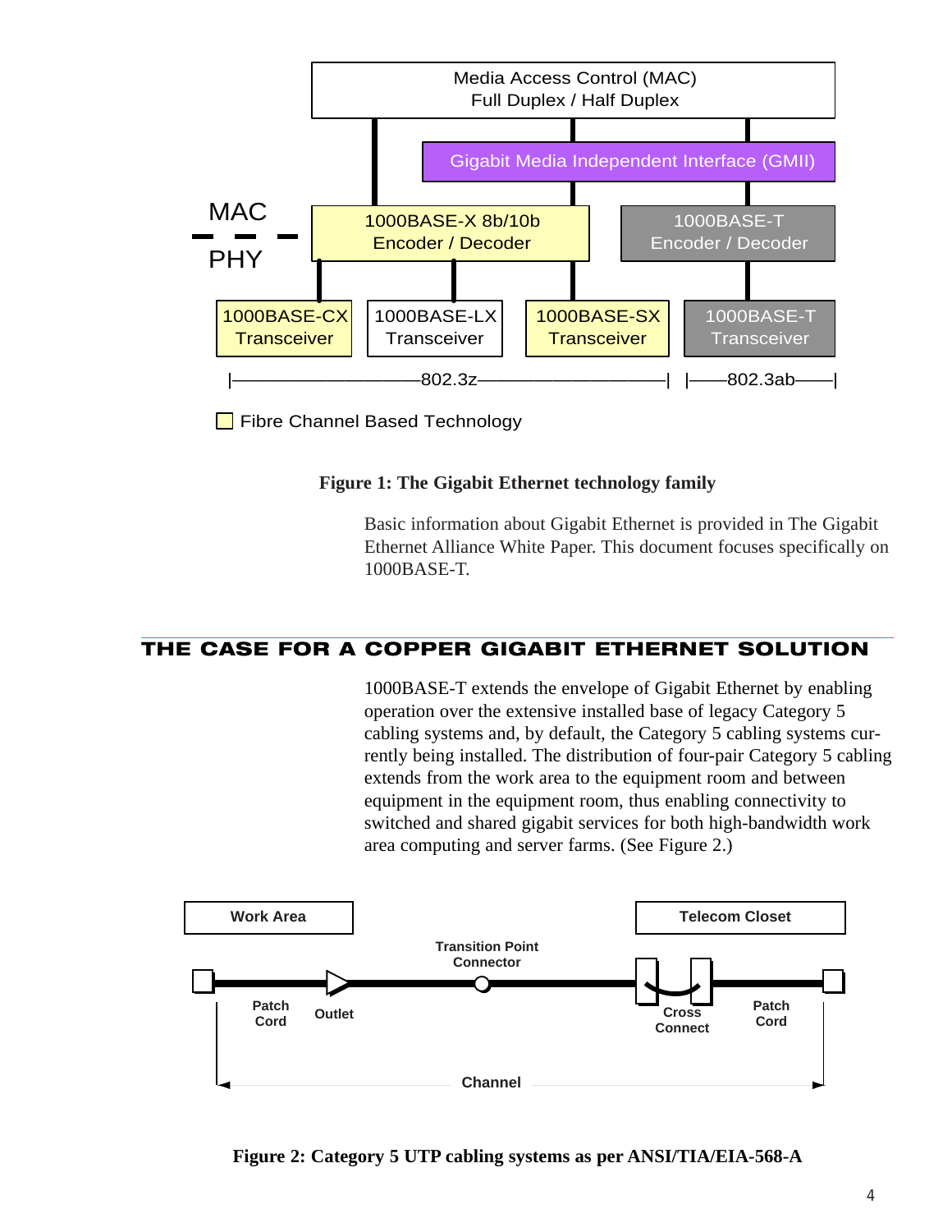Media Access Control (MAC)
Full Duplex / Half Duplex

Gigabit Media Independent Interface (GMII)

MAC
PHY

1000BASE-X 8b/10b Encoder / Decoder

1000BASE-T Encoder / Decoder

1000BASE-CX Transceiver | 1000BASE-LX Transceiver | 1000BASE-SX Transceiver | 1000BASE-T Transceiver

|——802.3z——| |——802.3ab——|

Fibre Channel Based Technology

**Figure 1: The Gigabit Ethernet technology family**

Basic information about Gigabit Ethernet is provided in The Gigabit Ethernet Alliance White Paper. This document focuses specifically on 1000BASE-T.

## THE CASE FOR A COPPER GIGABIT ETHERNET SOLUTION

1000BASE-T extends the envelope of Gigabit Ethernet by enabling operation over the extensive installed base of legacy Category 5 cabling systems and, by default, the Category 5 cabling systems currently being installed. The distribution of four-pair Category 5 cabling extends from the work area to the equipment room and between equipment in the equipment room, thus enabling connectivity to switched and shared gigabit services for both high-bandwidth work area computing and server farms. (See Figure 2.)

Work Area | Telecom Closet

Transition Point Connector

Patch Cord | Outlet | Cross Connect | Patch Cord

Channel

**Figure 2: Category 5 UTP cabling systems as per ANSI/TIA/EIA-568-A**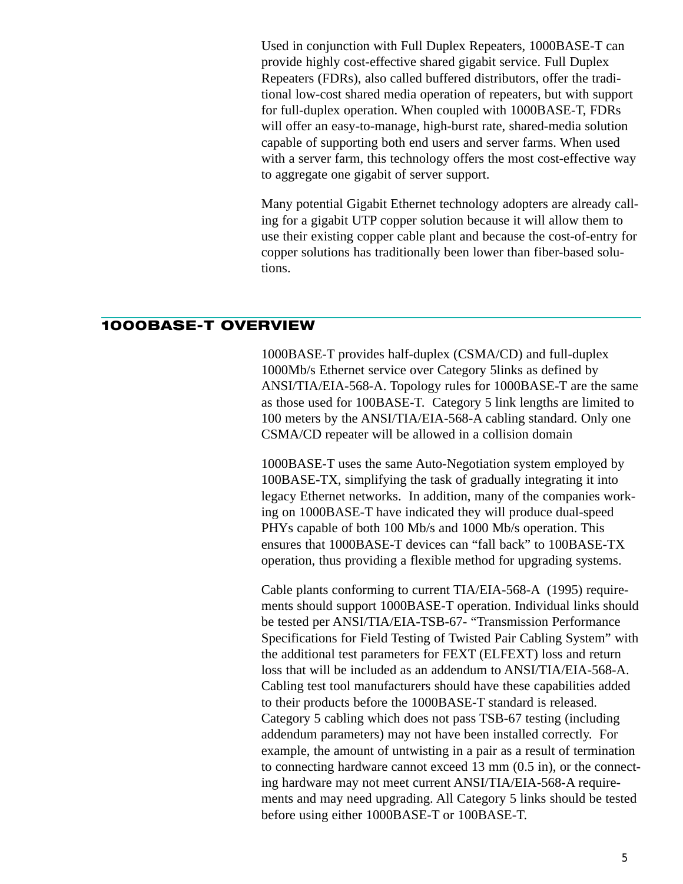Used in conjunction with Full Duplex Repeaters, 1000BASE-T can provide highly cost-effective shared gigabit service. Full Duplex Repeaters (FDRs), also called buffered distributors, offer the traditional low-cost shared media operation of repeaters, but with support for full-duplex operation. When coupled with 1000BASE-T, FDRs will offer an easy-to-manage, high-burst rate, shared-media solution capable of supporting both end users and server farms. When used with a server farm, this technology offers the most cost-effective way to aggregate one gigabit of server support.

Many potential Gigabit Ethernet technology adopters are already calling for a gigabit UTP copper solution because it will allow them to use their existing copper cable plant and because the cost-of-entry for copper solutions has traditionally been lower than fiber-based solutions.

## 1000BASE-T OVERVIEW

1000BASE-T provides half-duplex (CSMA/CD) and full-duplex 1000Mb/s Ethernet service over Category 5links as defined by ANSI/TIA/EIA-568-A. Topology rules for 1000BASE-T are the same as those used for 100BASE-T. Category 5 link lengths are limited to 100 meters by the ANSI/TIA/EIA-568-A cabling standard. Only one CSMA/CD repeater will be allowed in a collision domain

1000BASE-T uses the same Auto-Negotiation system employed by 100BASE-TX, simplifying the task of gradually integrating it into legacy Ethernet networks. In addition, many of the companies working on 1000BASE-T have indicated they will produce dual-speed PHYs capable of both 100 Mb/s and 1000 Mb/s operation. This ensures that 1000BASE-T devices can “fall back” to 100BASE-TX operation, thus providing a flexible method for upgrading systems.

Cable plants conforming to current TIA/EIA-568-A (1995) requirements should support 1000BASE-T operation. Individual links should be tested per ANSI/TIA/EIA-TSB-67- “Transmission Performance Specifications for Field Testing of Twisted Pair Cabling System” with the additional test parameters for FEXT (ELFEXT) loss and return loss that will be included as an addendum to ANSI/TIA/EIA-568-A. Cabling test tool manufacturers should have these capabilities added to their products before the 1000BASE-T standard is released. Category 5 cabling which does not pass TSB-67 testing (including addendum parameters) may not have been installed correctly. For example, the amount of untwisting in a pair as a result of termination to connecting hardware cannot exceed 13 mm (0.5 in), or the connecting hardware may not meet current ANSI/TIA/EIA-568-A requirements and may need upgrading. All Category 5 links should be tested before using either 1000BASE-T or 100BASE-T.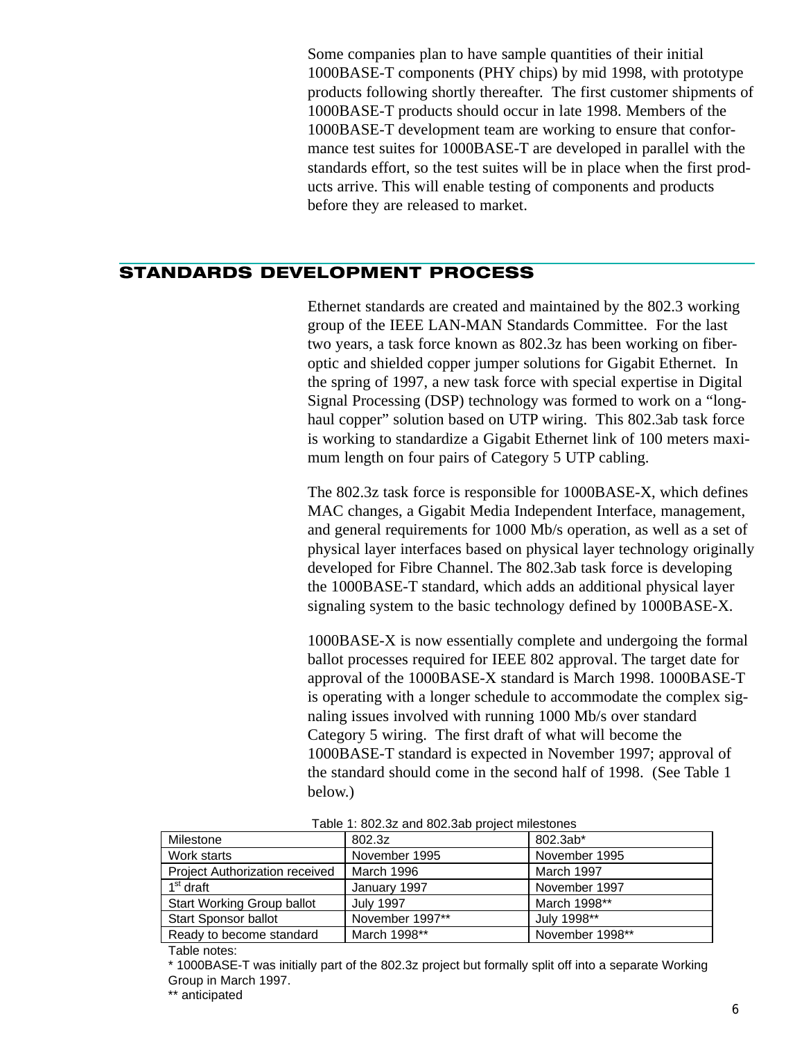Some companies plan to have sample quantities of their initial 1000BASE-T components (PHY chips) by mid 1998, with prototype products following shortly thereafter. The first customer shipments of 1000BASE-T products should occur in late 1998. Members of the 1000BASE-T development team are working to ensure that conformance test suites for 1000BASE-T are developed in parallel with the standards effort, so the test suites will be in place when the first products arrive. This will enable testing of components and products before they are released to market.

## STANDARDS DEVELOPMENT PROCESS

Ethernet standards are created and maintained by the 802.3 working group of the IEEE LAN-MAN Standards Committee. For the last two years, a task force known as 802.3z has been working on fiber-optic and shielded copper jumper solutions for Gigabit Ethernet. In the spring of 1997, a new task force with special expertise in Digital Signal Processing (DSP) technology was formed to work on a "long-haul copper" solution based on UTP wiring. This 802.3ab task force is working to standardize a Gigabit Ethernet link of 100 meters maximum length on four pairs of Category 5 UTP cabling.

The 802.3z task force is responsible for 1000BASE-X, which defines MAC changes, a Gigabit Media Independent Interface, management, and general requirements for 1000 Mb/s operation, as well as a set of physical layer interfaces based on physical layer technology originally developed for Fibre Channel. The 802.3ab task force is developing the 1000BASE-T standard, which adds an additional physical layer signaling system to the basic technology defined by 1000BASE-X.

1000BASE-X is now essentially complete and undergoing the formal ballot processes required for IEEE 802 approval. The target date for approval of the 1000BASE-X standard is March 1998. 1000BASE-T is operating with a longer schedule to accommodate the complex signaling issues involved with running 1000 Mb/s over standard Category 5 wiring. The first draft of what will become the 1000BASE-T standard is expected in November 1997; approval of the standard should come in the second half of 1998. (See Table 1 below.)

Table 1: 802.3z and 802.3ab project milestones

| Milestone | 802.3z | 802.3ab* |
|---|---|---|
| Work starts | November 1995 | November 1995 |
| Project Authorization received | March 1996 | March 1997 |
| 1st draft | January 1997 | November 1997 |
| Start Working Group ballot | July 1997 | March 1998** |
| Start Sponsor ballot | November 1997** | July 1998** |
| Ready to become standard | March 1998** | November 1998** |

Table notes:

* 1000BASE-T was initially part of the 802.3z project but formally split off into a separate Working Group in March 1997.

** anticipated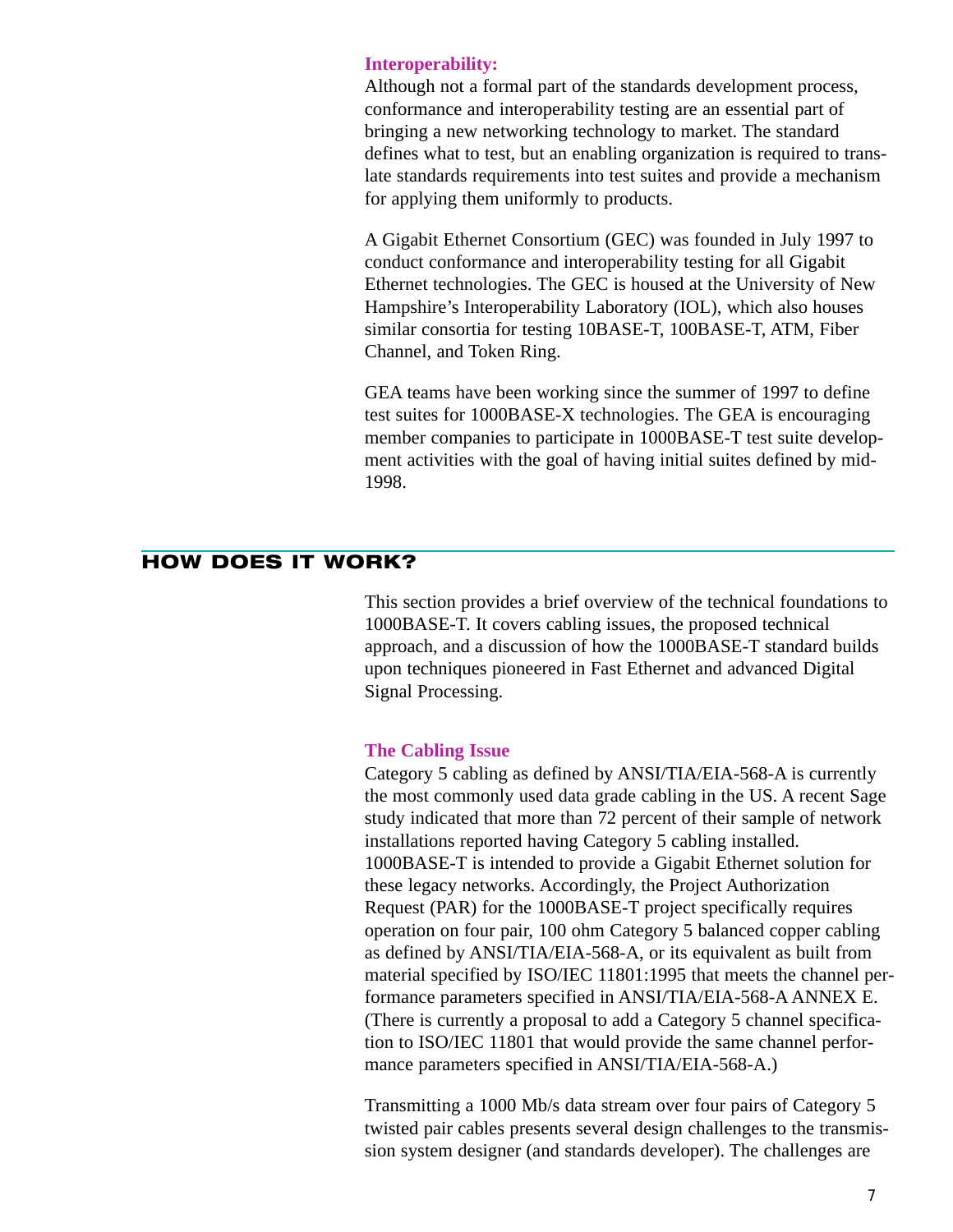### Interoperability:

Although not a formal part of the standards development process, conformance and interoperability testing are an essential part of bringing a new networking technology to market. The standard defines what to test, but an enabling organization is required to translate standards requirements into test suites and provide a mechanism for applying them uniformly to products.

A Gigabit Ethernet Consortium (GEC) was founded in July 1997 to conduct conformance and interoperability testing for all Gigabit Ethernet technologies. The GEC is housed at the University of New Hampshire's Interoperability Laboratory (IOL), which also houses similar consortia for testing 10BASE-T, 100BASE-T, ATM, Fiber Channel, and Token Ring.

GEA teams have been working since the summer of 1997 to define test suites for 1000BASE-X technologies. The GEA is encouraging member companies to participate in 1000BASE-T test suite development activities with the goal of having initial suites defined by mid-1998.

## HOW DOES IT WORK?

This section provides a brief overview of the technical foundations to 1000BASE-T. It covers cabling issues, the proposed technical approach, and a discussion of how the 1000BASE-T standard builds upon techniques pioneered in Fast Ethernet and advanced Digital Signal Processing.

### The Cabling Issue

Category 5 cabling as defined by ANSI/TIA/EIA-568-A is currently the most commonly used data grade cabling in the US. A recent Sage study indicated that more than 72 percent of their sample of network installations reported having Category 5 cabling installed. 1000BASE-T is intended to provide a Gigabit Ethernet solution for these legacy networks. Accordingly, the Project Authorization Request (PAR) for the 1000BASE-T project specifically requires operation on four pair, 100 ohm Category 5 balanced copper cabling as defined by ANSI/TIA/EIA-568-A, or its equivalent as built from material specified by ISO/IEC 11801:1995 that meets the channel performance parameters specified in ANSI/TIA/EIA-568-A ANNEX E. (There is currently a proposal to add a Category 5 channel specification to ISO/IEC 11801 that would provide the same channel performance parameters specified in ANSI/TIA/EIA-568-A.)

Transmitting a 1000 Mb/s data stream over four pairs of Category 5 twisted pair cables presents several design challenges to the transmission system designer (and standards developer). The challenges are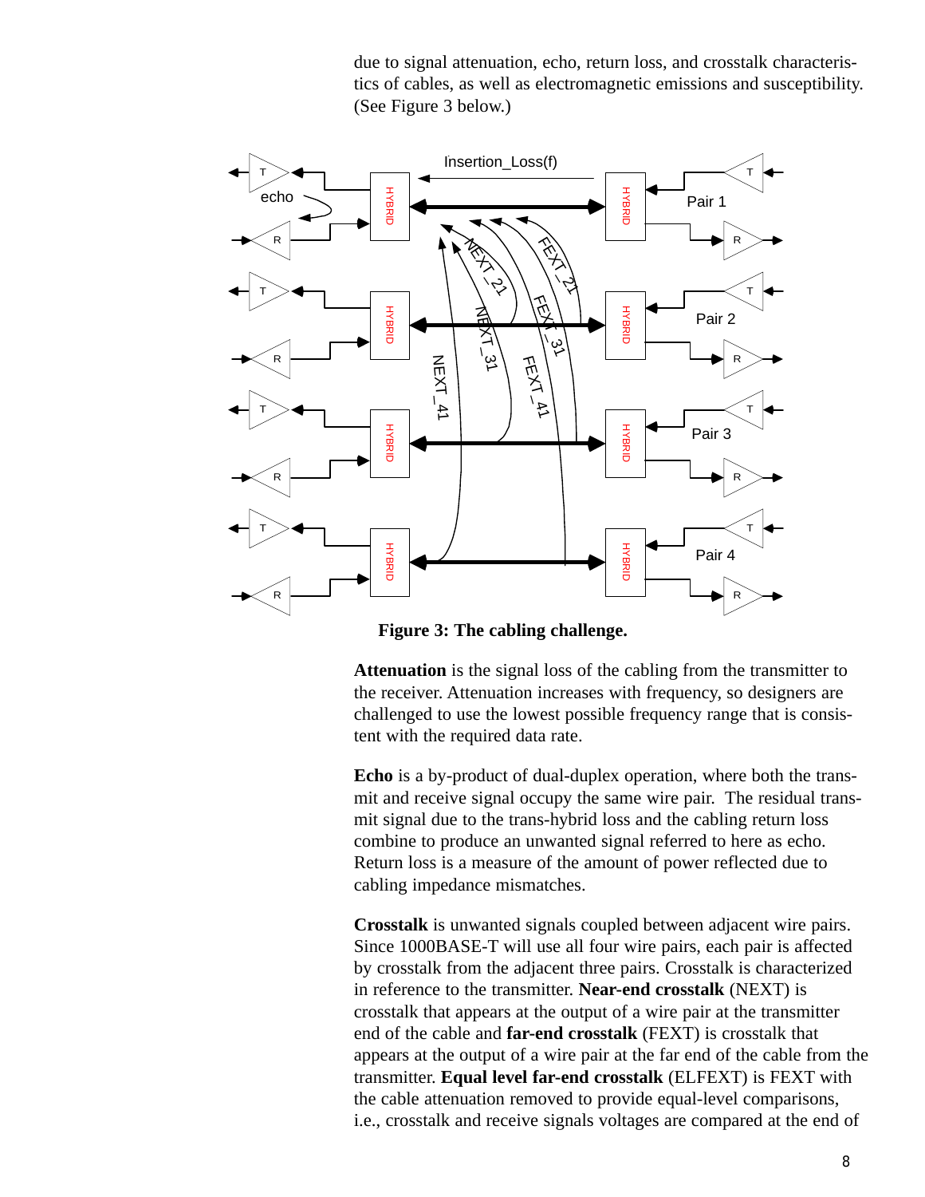due to signal attenuation, echo, return loss, and crosstalk characteristics of cables, as well as electromagnetic emissions and susceptibility. (See Figure 3 below.)

**Figure 3: The cabling challenge.**

**Attenuation** is the signal loss of the cabling from the transmitter to the receiver. Attenuation increases with frequency, so designers are challenged to use the lowest possible frequency range that is consistent with the required data rate.

**Echo** is a by-product of dual-duplex operation, where both the transmit and receive signal occupy the same wire pair. The residual transmit signal due to the trans-hybrid loss and the cabling return loss combine to produce an unwanted signal referred to here as echo. Return loss is a measure of the amount of power reflected due to cabling impedance mismatches.

**Crosstalk** is unwanted signals coupled between adjacent wire pairs. Since 1000BASE-T will use all four wire pairs, each pair is affected by crosstalk from the adjacent three pairs. Crosstalk is characterized in reference to the transmitter. **Near-end crosstalk** (NEXT) is crosstalk that appears at the output of a wire pair at the transmitter end of the cable and **far-end crosstalk** (FEXT) is crosstalk that appears at the output of a wire pair at the far end of the cable from the transmitter. **Equal level far-end crosstalk** (ELFEXT) is FEXT with the cable attenuation removed to provide equal-level comparisons, i.e., crosstalk and receive signals voltages are compared at the end of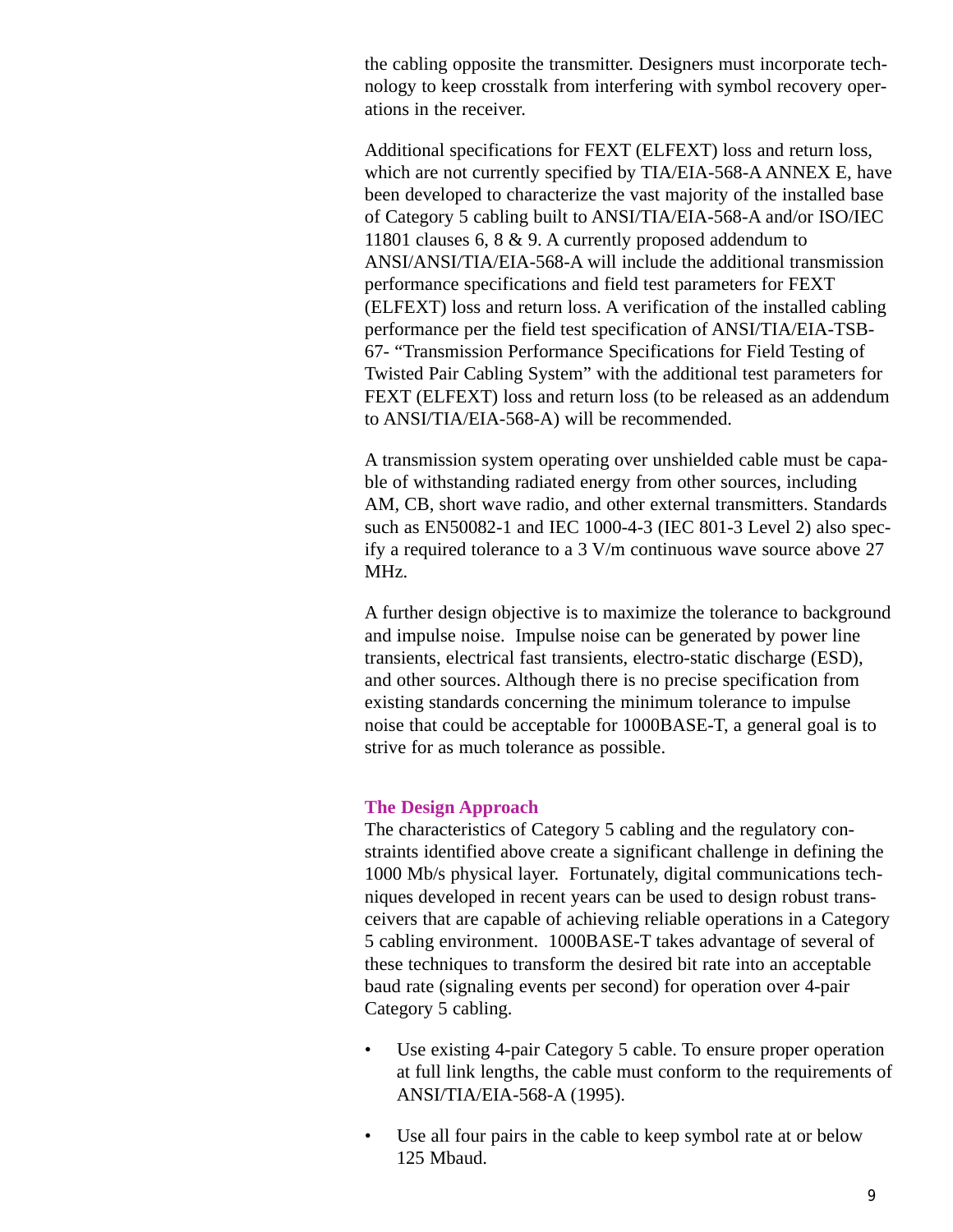the cabling opposite the transmitter. Designers must incorporate technology to keep crosstalk from interfering with symbol recovery operations in the receiver.

Additional specifications for FEXT (ELFEXT) loss and return loss, which are not currently specified by TIA/EIA-568-A ANNEX E, have been developed to characterize the vast majority of the installed base of Category 5 cabling built to ANSI/TIA/EIA-568-A and/or ISO/IEC 11801 clauses 6, 8 & 9. A currently proposed addendum to ANSI/ANSI/TIA/EIA-568-A will include the additional transmission performance specifications and field test parameters for FEXT (ELFEXT) loss and return loss. A verification of the installed cabling performance per the field test specification of ANSI/TIA/EIA-TSB-67- "Transmission Performance Specifications for Field Testing of Twisted Pair Cabling System" with the additional test parameters for FEXT (ELFEXT) loss and return loss (to be released as an addendum to ANSI/TIA/EIA-568-A) will be recommended.

A transmission system operating over unshielded cable must be capable of withstanding radiated energy from other sources, including AM, CB, short wave radio, and other external transmitters. Standards such as EN50082-1 and IEC 1000-4-3 (IEC 801-3 Level 2) also specify a required tolerance to a 3 V/m continuous wave source above 27 MHz.

A further design objective is to maximize the tolerance to background and impulse noise. Impulse noise can be generated by power line transients, electrical fast transients, electro-static discharge (ESD), and other sources. Although there is no precise specification from existing standards concerning the minimum tolerance to impulse noise that could be acceptable for 1000BASE-T, a general goal is to strive for as much tolerance as possible.

## The Design Approach

The characteristics of Category 5 cabling and the regulatory constraints identified above create a significant challenge in defining the 1000 Mb/s physical layer. Fortunately, digital communications techniques developed in recent years can be used to design robust transceivers that are capable of achieving reliable operations in a Category 5 cabling environment. 1000BASE-T takes advantage of several of these techniques to transform the desired bit rate into an acceptable baud rate (signaling events per second) for operation over 4-pair Category 5 cabling.

- Use existing 4-pair Category 5 cable. To ensure proper operation at full link lengths, the cable must conform to the requirements of ANSI/TIA/EIA-568-A (1995).
- Use all four pairs in the cable to keep symbol rate at or below 125 Mbaud.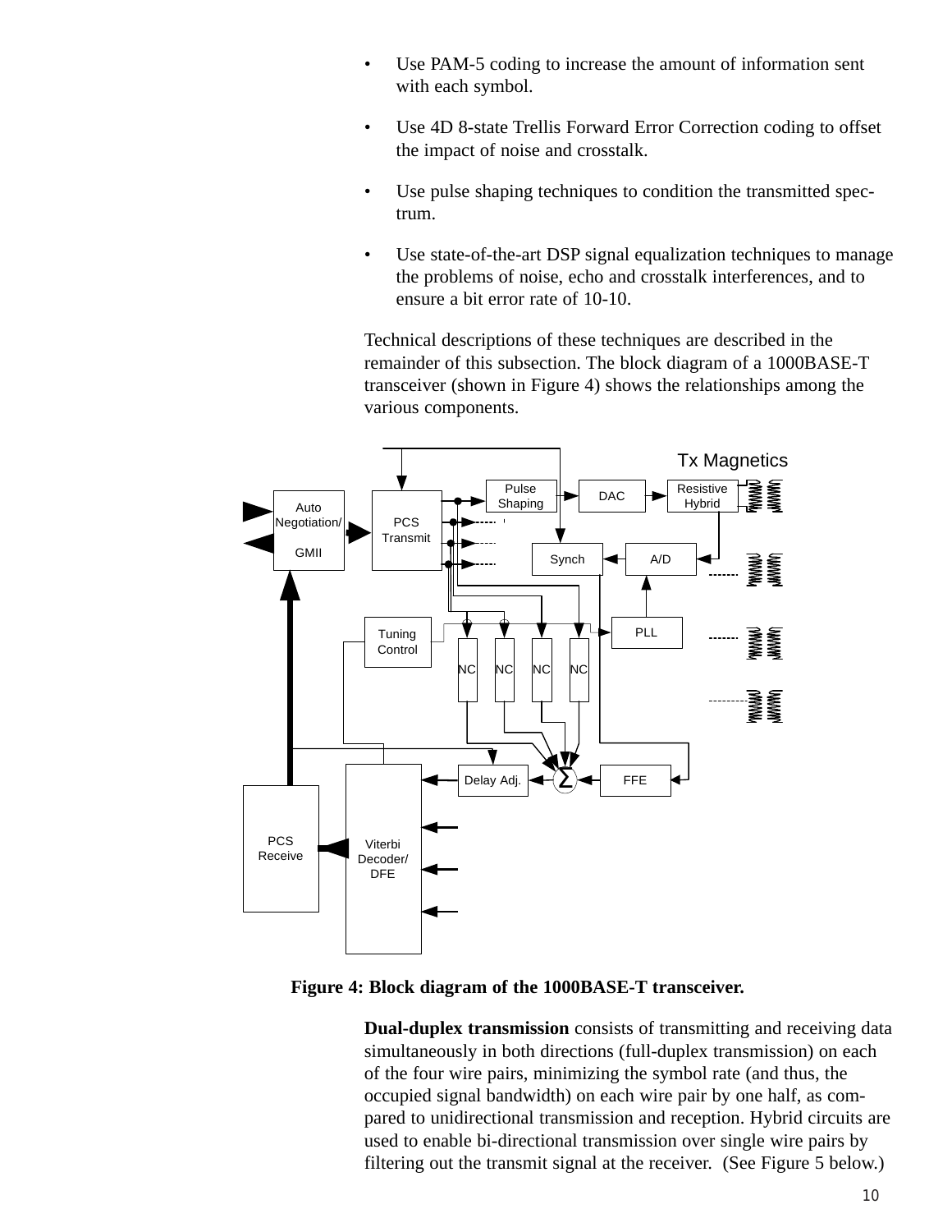- Use PAM-5 coding to increase the amount of information sent with each symbol.
- Use 4D 8-state Trellis Forward Error Correction coding to offset the impact of noise and crosstalk.
- Use pulse shaping techniques to condition the transmitted spectrum.
- Use state-of-the-art DSP signal equalization techniques to manage the problems of noise, echo and crosstalk interferences, and to ensure a bit error rate of 10-10.

Technical descriptions of these techniques are described in the remainder of this subsection. The block diagram of a 1000BASE-T transceiver (shown in Figure 4) shows the relationships among the various components.

**Figure 4: Block diagram of the 1000BASE-T transceiver.**

**Dual-duplex transmission** consists of transmitting and receiving data simultaneously in both directions (full-duplex transmission) on each of the four wire pairs, minimizing the symbol rate (and thus, the occupied signal bandwidth) on each wire pair by one half, as compared to unidirectional transmission and reception. Hybrid circuits are used to enable bi-directional transmission over single wire pairs by filtering out the transmit signal at the receiver. (See Figure 5 below.)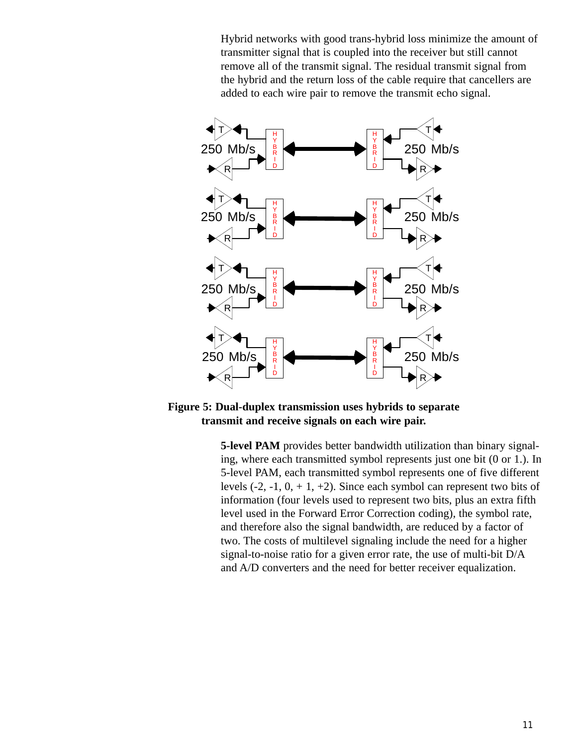Hybrid networks with good trans-hybrid loss minimize the amount of transmitter signal that is coupled into the receiver but still cannot remove all of the transmit signal. The residual transmit signal from the hybrid and the return loss of the cable require that cancellers are added to each wire pair to remove the transmit echo signal.

**Figure 5: Dual-duplex transmission uses hybrids to separate transmit and receive signals on each wire pair.**

**5-level PAM** provides better bandwidth utilization than binary signaling, where each transmitted symbol represents just one bit (0 or 1.). In 5-level PAM, each transmitted symbol represents one of five different levels (-2, -1, 0, + 1, +2). Since each symbol can represent two bits of information (four levels used to represent two bits, plus an extra fifth level used in the Forward Error Correction coding), the symbol rate, and therefore also the signal bandwidth, are reduced by a factor of two. The costs of multilevel signaling include the need for a higher signal-to-noise ratio for a given error rate, the use of multi-bit D/A and A/D converters and the need for better receiver equalization.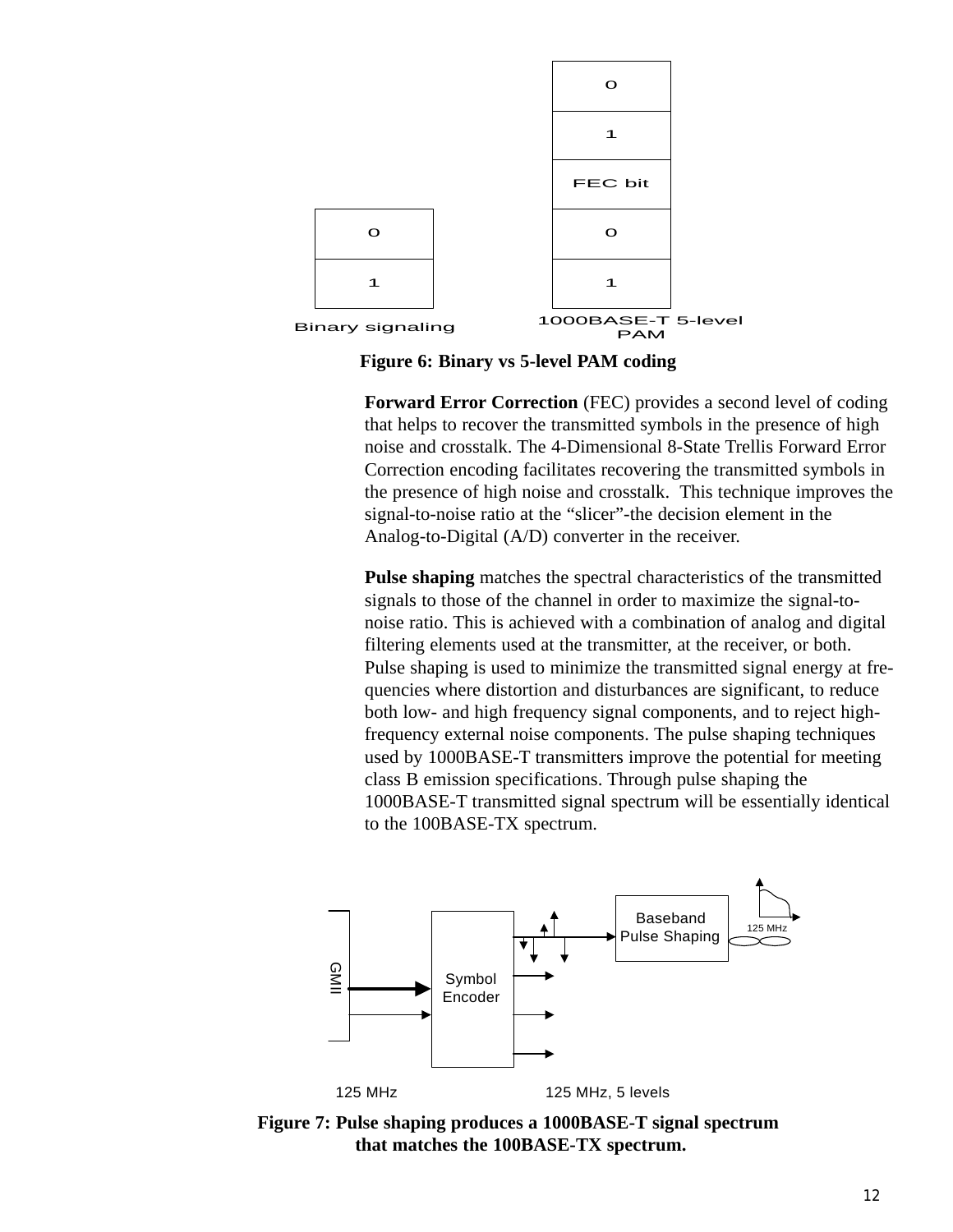**Figure 6: Binary vs 5-level PAM coding**

**Forward Error Correction** (FEC) provides a second level of coding that helps to recover the transmitted symbols in the presence of high noise and crosstalk. The 4-Dimensional 8-State Trellis Forward Error Correction encoding facilitates recovering the transmitted symbols in the presence of high noise and crosstalk. This technique improves the signal-to-noise ratio at the “slicer”-the decision element in the Analog-to-Digital (A/D) converter in the receiver.

**Pulse shaping** matches the spectral characteristics of the transmitted signals to those of the channel in order to maximize the signal-to-noise ratio. This is achieved with a combination of analog and digital filtering elements used at the transmitter, at the receiver, or both. Pulse shaping is used to minimize the transmitted signal energy at frequencies where distortion and disturbances are significant, to reduce both low- and high frequency signal components, and to reject high-frequency external noise components. The pulse shaping techniques used by 1000BASE-T transmitters improve the potential for meeting class B emission specifications. Through pulse shaping the 1000BASE-T transmitted signal spectrum will be essentially identical to the 100BASE-TX spectrum.

**Figure 7: Pulse shaping produces a 1000BASE-T signal spectrum that matches the 100BASE-TX spectrum.**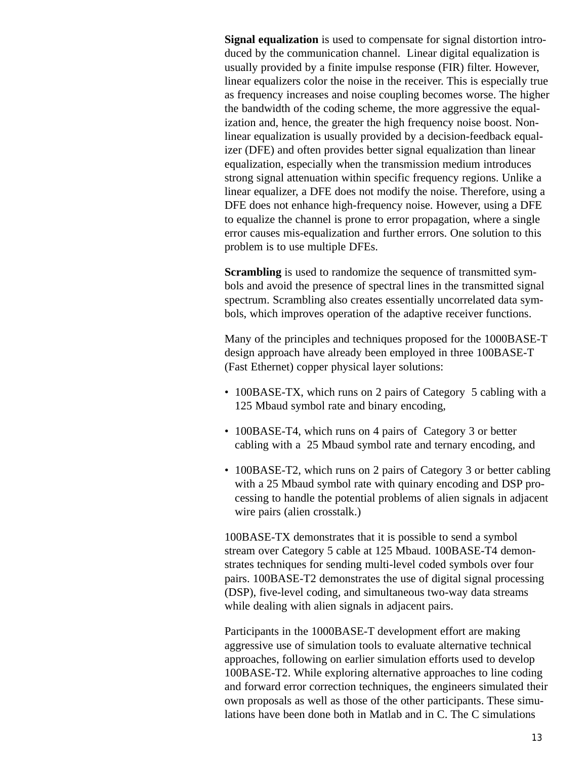**Signal equalization** is used to compensate for signal distortion introduced by the communication channel. Linear digital equalization is usually provided by a finite impulse response (FIR) filter. However, linear equalizers color the noise in the receiver. This is especially true as frequency increases and noise coupling becomes worse. The higher the bandwidth of the coding scheme, the more aggressive the equalization and, hence, the greater the high frequency noise boost. Non-linear equalization is usually provided by a decision-feedback equalizer (DFE) and often provides better signal equalization than linear equalization, especially when the transmission medium introduces strong signal attenuation within specific frequency regions. Unlike a linear equalizer, a DFE does not modify the noise. Therefore, using a DFE does not enhance high-frequency noise. However, using a DFE to equalize the channel is prone to error propagation, where a single error causes mis-equalization and further errors. One solution to this problem is to use multiple DFEs.

**Scrambling** is used to randomize the sequence of transmitted symbols and avoid the presence of spectral lines in the transmitted signal spectrum. Scrambling also creates essentially uncorrelated data symbols, which improves operation of the adaptive receiver functions.

Many of the principles and techniques proposed for the 1000BASE-T design approach have already been employed in three 100BASE-T (Fast Ethernet) copper physical layer solutions:

- 100BASE-TX, which runs on 2 pairs of Category 5 cabling with a 125 Mbaud symbol rate and binary encoding,
- 100BASE-T4, which runs on 4 pairs of Category 3 or better cabling with a 25 Mbaud symbol rate and ternary encoding, and
- 100BASE-T2, which runs on 2 pairs of Category 3 or better cabling with a 25 Mbaud symbol rate with quinary encoding and DSP processing to handle the potential problems of alien signals in adjacent wire pairs (alien crosstalk.)

100BASE-TX demonstrates that it is possible to send a symbol stream over Category 5 cable at 125 Mbaud. 100BASE-T4 demonstrates techniques for sending multi-level coded symbols over four pairs. 100BASE-T2 demonstrates the use of digital signal processing (DSP), five-level coding, and simultaneous two-way data streams while dealing with alien signals in adjacent pairs.

Participants in the 1000BASE-T development effort are making aggressive use of simulation tools to evaluate alternative technical approaches, following on earlier simulation efforts used to develop 100BASE-T2. While exploring alternative approaches to line coding and forward error correction techniques, the engineers simulated their own proposals as well as those of the other participants. These simulations have been done both in Matlab and in C. The C simulations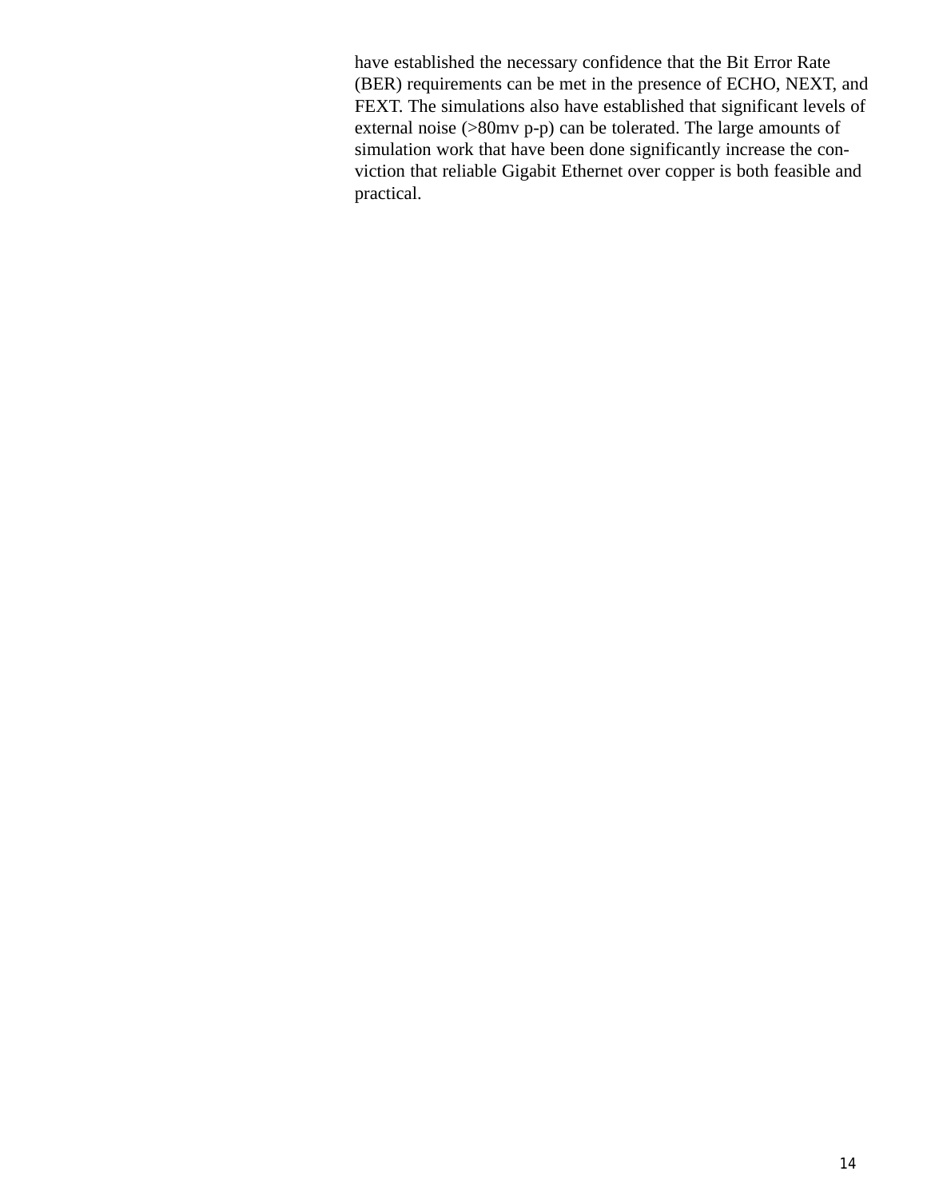have established the necessary confidence that the Bit Error Rate (BER) requirements can be met in the presence of ECHO, NEXT, and FEXT. The simulations also have established that significant levels of external noise (>80mv p-p) can be tolerated. The large amounts of simulation work that have been done significantly increase the conviction that reliable Gigabit Ethernet over copper is both feasible and practical.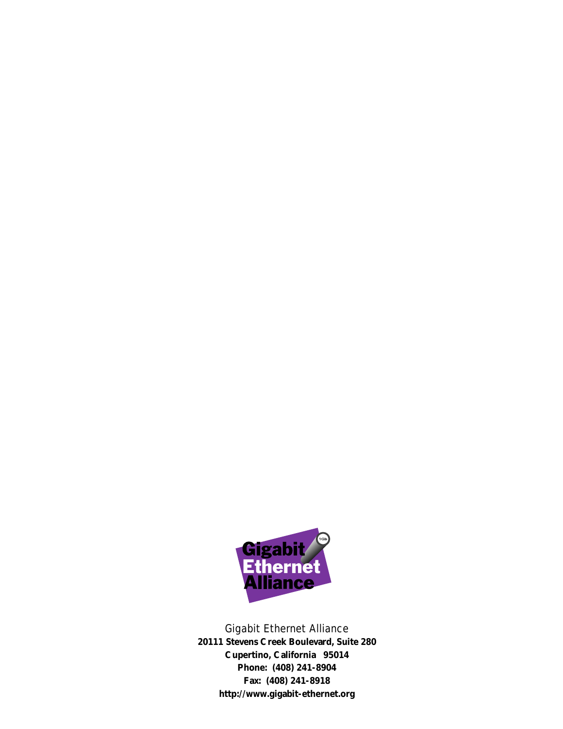Gigabit
Ethernet
Alliance

Gigabit Ethernet Alliance
**20111 Stevens Creek Boulevard, Suite 280**
**Cupertino, California 95014**
**Phone: (408) 241-8904**
**Fax: (408) 241-8918**
**http://www.gigabit-ethernet.org**